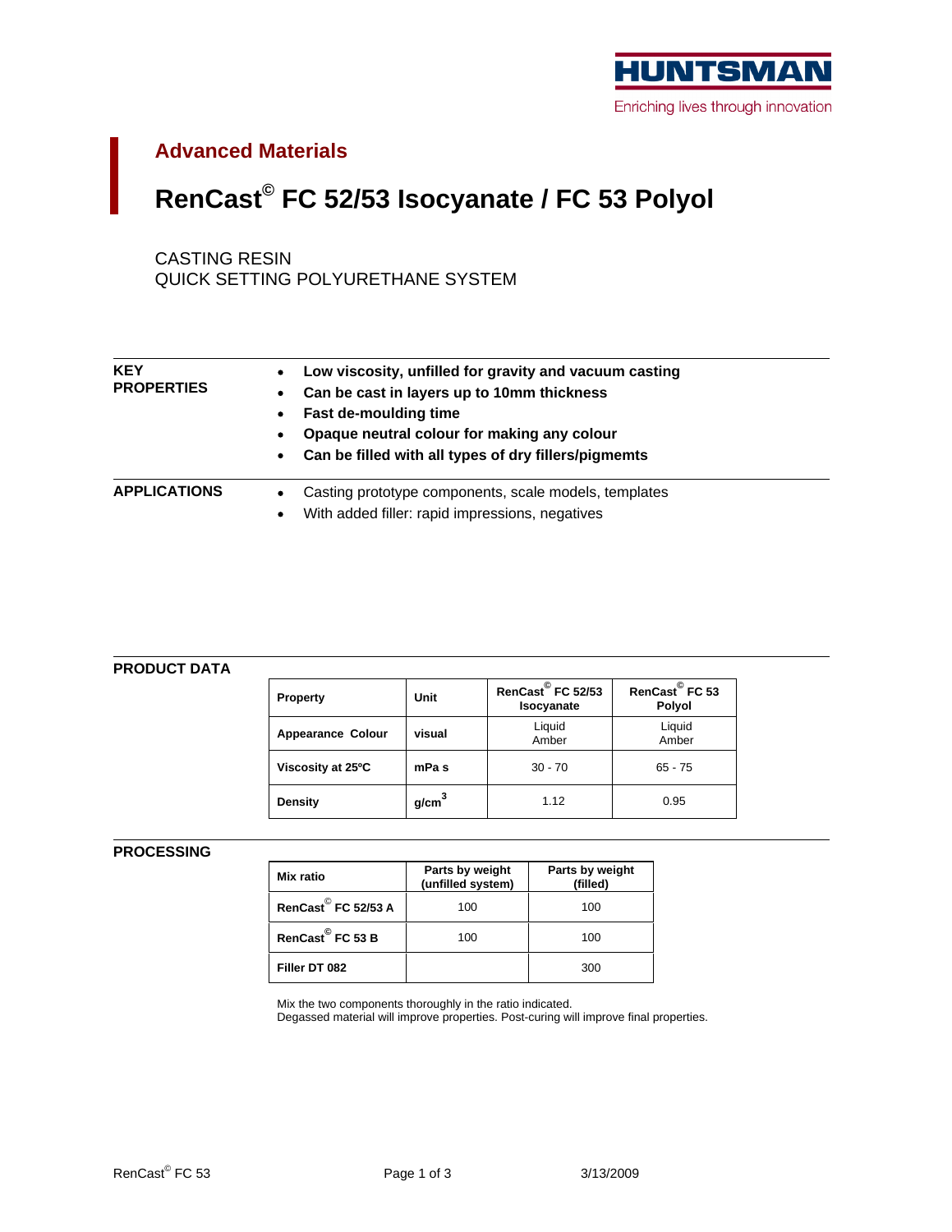HUNTSMAN

Enriching lives through innovation

## Advanced Materials

# RenCast© FC 52/53 Isocyanate / FC 53 Polyol

CASTING RESIN
QUICK SETTING POLYURETHANE SYSTEM

**KEY PROPERTIES**

- **Low viscosity, unfilled for gravity and vacuum casting**
- **Can be cast in layers up to 10mm thickness**
- **Fast de-moulding time**
- **Opaque neutral colour for making any colour**
- **Can be filled with all types of dry fillers/pigmemts**

**APPLICATIONS**

- Casting prototype components, scale models, templates
- With added filler: rapid impressions, negatives

**PRODUCT DATA**

| Property | Unit | RenCast© FC 52/53 Isocyanate | RenCast© FC 53 Polyol |
|---|---|---|---|
| Appearance Colour | visual | Liquid Amber | Liquid Amber |
| Viscosity at 25ºC | mPa s | 30 - 70 | 65 - 75 |
| Density | $g/cm^3$ | 1.12 | 0.95 |

**PROCESSING**

| Mix ratio | Parts by weight (unfilled system) | Parts by weight (filled) |
|---|---|---|
| RenCast© FC 52/53 A | 100 | 100 |
| RenCast© FC 53 B | 100 | 100 |
| Filler DT 082 | | 300 |

Mix the two components thoroughly in the ratio indicated.
Degassed material will improve properties. Post-curing will improve final properties.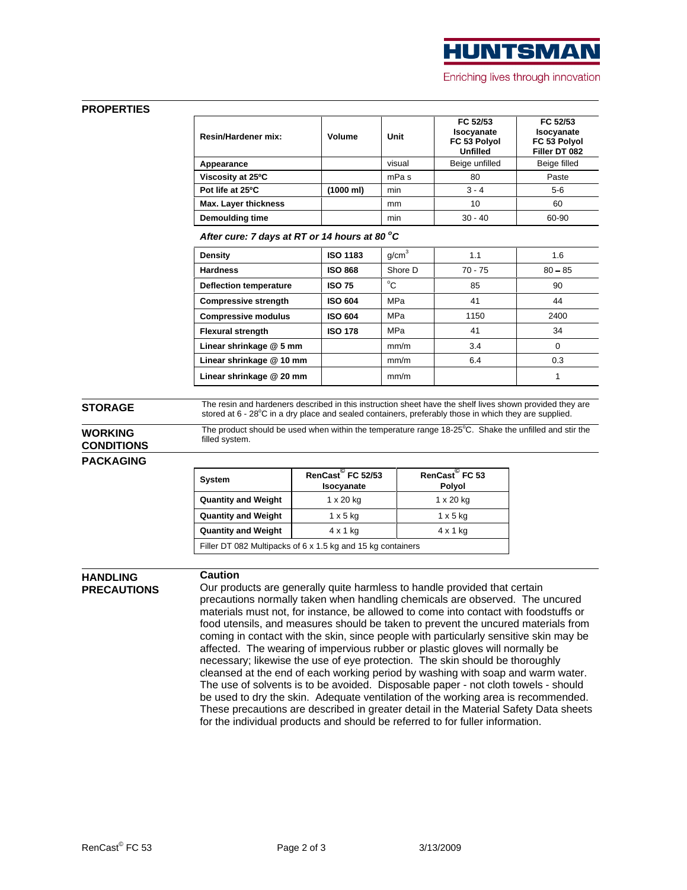## PROPERTIES

| Resin/Hardener mix: | Volume | Unit | FC 52/53 Isocyanate FC 53 Polyol Unfilled | FC 52/53 Isocyanate FC 53 Polyol Filler DT 082 |
|---|---|---|---|---|
| Appearance | | visual | Beige unfilled | Beige filled |
| Viscosity at 25ºC | | mPa s | 80 | Paste |
| Pot life at 25ºC | (1000 ml) | min | 3 - 4 | 5-6 |
| Max. Layer thickness | | mm | 10 | 60 |
| Demoulding time | | min | 30 - 40 | 60-90 |

***After cure: 7 days at RT or 14 hours at 80 °C***

| | | | | |
|---|---|---|---|---|
| Density | ISO 1183 | g/cm³ | 1.1 | 1.6 |
| Hardness | ISO 868 | Shore D | 70 - 75 | 80 – 85 |
| Deflection temperature | ISO 75 | °C | 85 | 90 |
| Compressive strength | ISO 604 | MPa | 41 | 44 |
| Compressive modulus | ISO 604 | MPa | 1150 | 2400 |
| Flexural strength | ISO 178 | MPa | 41 | 34 |
| Linear shrinkage @ 5 mm | | mm/m | 3.4 | 0 |
| Linear shrinkage @ 10 mm | | mm/m | 6.4 | 0.3 |
| Linear shrinkage @ 20 mm | | mm/m | | 1 |

## STORAGE

The resin and hardeners described in this instruction sheet have the shelf lives shown provided they are stored at 6 - 28°C in a dry place and sealed containers, preferably those in which they are supplied.

## WORKING CONDITIONS

The product should be used when within the temperature range 18-25°C. Shake the unfilled and stir the filled system.

## PACKAGING

| System | RenCast© FC 52/53 Isocyanate | RenCast© FC 53 Polyol |
|---|---|---|
| Quantity and Weight | 1 x 20 kg | 1 x 20 kg |
| Quantity and Weight | 1 x 5 kg | 1 x 5 kg |
| Quantity and Weight | 4 x 1 kg | 4 x 1 kg |
| Filler DT 082 Multipacks of 6 x 1.5 kg and 15 kg containers | | |

## HANDLING PRECAUTIONS

**Caution**

Our products are generally quite harmless to handle provided that certain precautions normally taken when handling chemicals are observed. The uncured materials must not, for instance, be allowed to come into contact with foodstuffs or food utensils, and measures should be taken to prevent the uncured materials from coming in contact with the skin, since people with particularly sensitive skin may be affected. The wearing of impervious rubber or plastic gloves will normally be necessary; likewise the use of eye protection. The skin should be thoroughly cleansed at the end of each working period by washing with soap and warm water. The use of solvents is to be avoided. Disposable paper - not cloth towels - should be used to dry the skin. Adequate ventilation of the working area is recommended. These precautions are described in greater detail in the Material Safety Data sheets for the individual products and should be referred to for fuller information.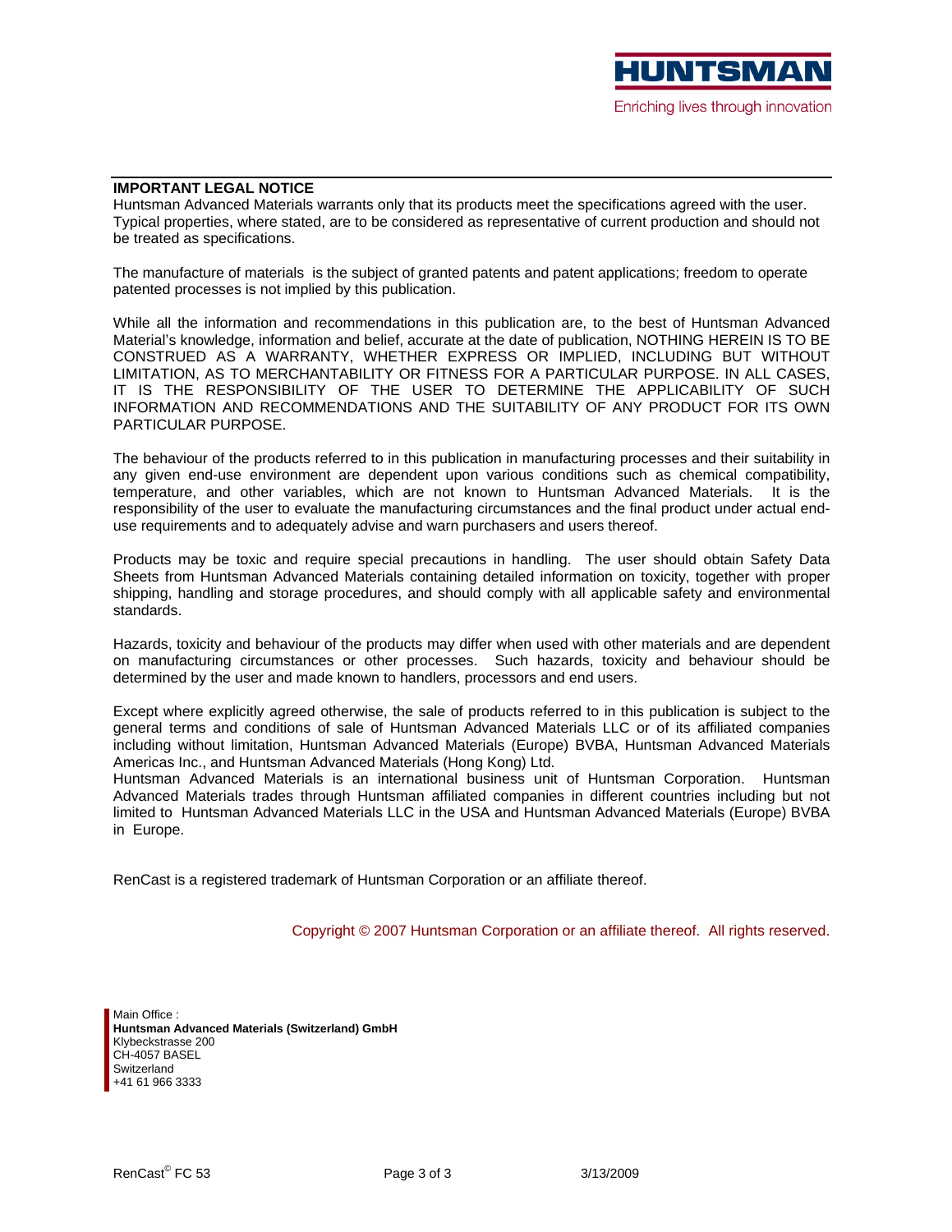**IMPORTANT LEGAL NOTICE**

Huntsman Advanced Materials warrants only that its products meet the specifications agreed with the user. Typical properties, where stated, are to be considered as representative of current production and should not be treated as specifications.

The manufacture of materials is the subject of granted patents and patent applications; freedom to operate patented processes is not implied by this publication.

While all the information and recommendations in this publication are, to the best of Huntsman Advanced Material's knowledge, information and belief, accurate at the date of publication, NOTHING HEREIN IS TO BE CONSTRUED AS A WARRANTY, WHETHER EXPRESS OR IMPLIED, INCLUDING BUT WITHOUT LIMITATION, AS TO MERCHANTABILITY OR FITNESS FOR A PARTICULAR PURPOSE. IN ALL CASES, IT IS THE RESPONSIBILITY OF THE USER TO DETERMINE THE APPLICABILITY OF SUCH INFORMATION AND RECOMMENDATIONS AND THE SUITABILITY OF ANY PRODUCT FOR ITS OWN PARTICULAR PURPOSE.

The behaviour of the products referred to in this publication in manufacturing processes and their suitability in any given end-use environment are dependent upon various conditions such as chemical compatibility, temperature, and other variables, which are not known to Huntsman Advanced Materials. It is the responsibility of the user to evaluate the manufacturing circumstances and the final product under actual end-use requirements and to adequately advise and warn purchasers and users thereof.

Products may be toxic and require special precautions in handling. The user should obtain Safety Data Sheets from Huntsman Advanced Materials containing detailed information on toxicity, together with proper shipping, handling and storage procedures, and should comply with all applicable safety and environmental standards.

Hazards, toxicity and behaviour of the products may differ when used with other materials and are dependent on manufacturing circumstances or other processes. Such hazards, toxicity and behaviour should be determined by the user and made known to handlers, processors and end users.

Except where explicitly agreed otherwise, the sale of products referred to in this publication is subject to the general terms and conditions of sale of Huntsman Advanced Materials LLC or of its affiliated companies including without limitation, Huntsman Advanced Materials (Europe) BVBA, Huntsman Advanced Materials Americas Inc., and Huntsman Advanced Materials (Hong Kong) Ltd.
Huntsman Advanced Materials is an international business unit of Huntsman Corporation. Huntsman Advanced Materials trades through Huntsman affiliated companies in different countries including but not limited to Huntsman Advanced Materials LLC in the USA and Huntsman Advanced Materials (Europe) BVBA in Europe.

RenCast is a registered trademark of Huntsman Corporation or an affiliate thereof.

Copyright © 2007 Huntsman Corporation or an affiliate thereof. All rights reserved.

Main Office :
**Huntsman Advanced Materials (Switzerland) GmbH**
Klybeckstrasse 200
CH-4057 BASEL
Switzerland
+41 61 966 3333